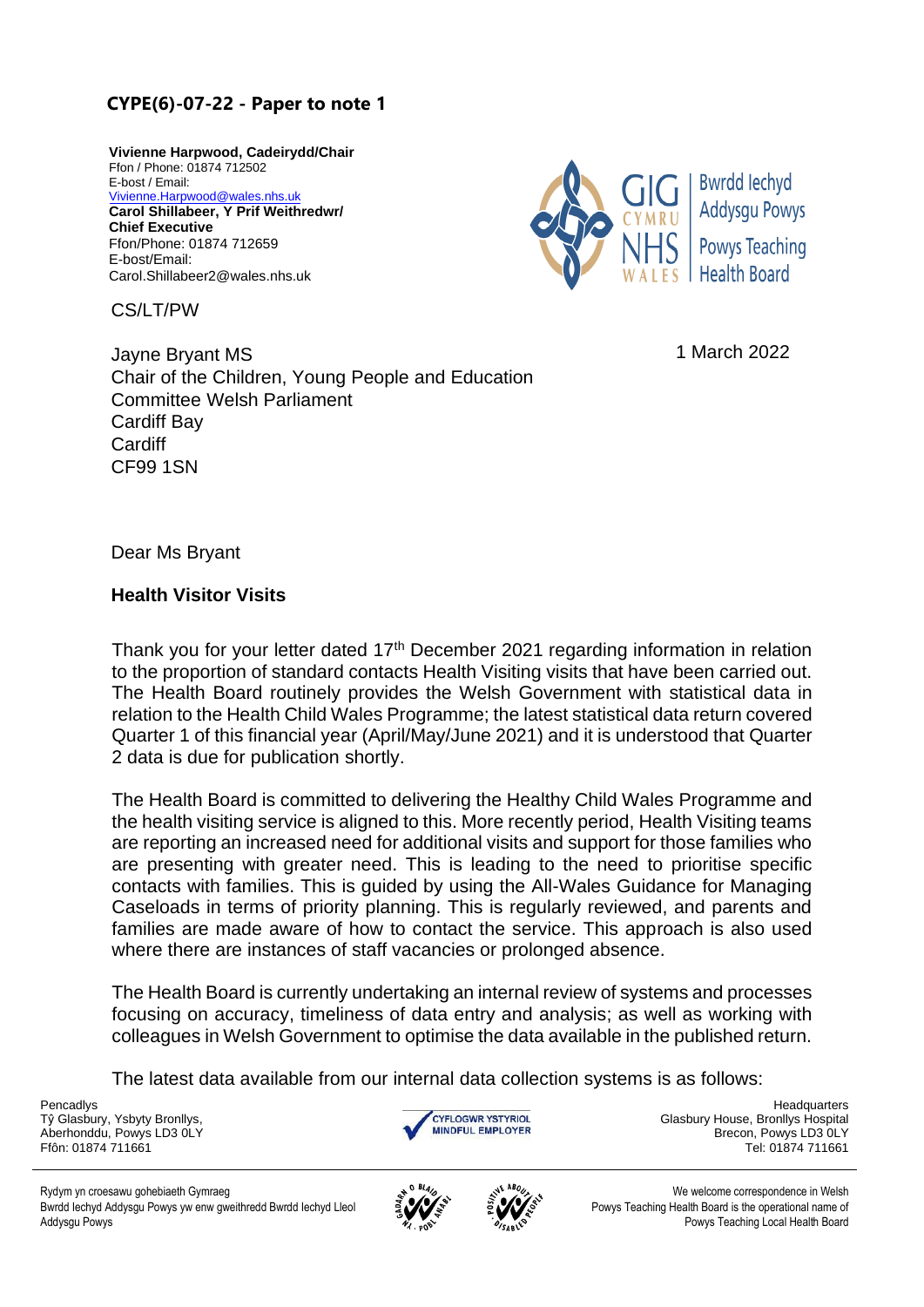**CYPE(6)-07-22 - Paper to note 1**

**Vivienne Harpwood, Cadeirydd/Chair**
Ffon / Phone: 01874 712502
E-bost / Email:
Vivienne.Harpwood@wales.nhs.uk
**Carol Shillabeer, Y Prif Weithredwr/ Chief Executive**
Ffon/Phone: 01874 712659
E-bost/Email:
Carol.Shillabeer2@wales.nhs.uk

GIG CYMRU NHS WALES | Bwrdd Iechyd Addysgu Powys | Powys Teaching Health Board

CS/LT/PW

Jayne Bryant MS
Chair of the Children, Young People and Education Committee Welsh Parliament
Cardiff Bay
Cardiff
CF99 1SN

1 March 2022

Dear Ms Bryant

**Health Visitor Visits**

Thank you for your letter dated 17th December 2021 regarding information in relation to the proportion of standard contacts Health Visiting visits that have been carried out. The Health Board routinely provides the Welsh Government with statistical data in relation to the Health Child Wales Programme; the latest statistical data return covered Quarter 1 of this financial year (April/May/June 2021) and it is understood that Quarter 2 data is due for publication shortly.

The Health Board is committed to delivering the Healthy Child Wales Programme and the health visiting service is aligned to this. More recently period, Health Visiting teams are reporting an increased need for additional visits and support for those families who are presenting with greater need. This is leading to the need to prioritise specific contacts with families. This is guided by using the All-Wales Guidance for Managing Caseloads in terms of priority planning. This is regularly reviewed, and parents and families are made aware of how to contact the service. This approach is also used where there are instances of staff vacancies or prolonged absence.

The Health Board is currently undertaking an internal review of systems and processes focusing on accuracy, timeliness of data entry and analysis; as well as working with colleagues in Welsh Government to optimise the data available in the published return.

The latest data available from our internal data collection systems is as follows:

Pencadlys
Tŷ Glasbury, Ysbyty Bronllys,
Aberhonddu, Powys LD3 0LY
Ffôn: 01874 711661

Headquarters
Glasbury House, Bronllys Hospital
Brecon, Powys LD3 0LY
Tel: 01874 711661

Rydym yn croesawu gohebiaeth Gymraeg
Bwrdd Iechyd Addysgu Powys yw enw gweithredd Bwrdd Iechyd Lleol Addysgu Powys

We welcome correspondence in Welsh
Powys Teaching Health Board is the operational name of Powys Teaching Local Health Board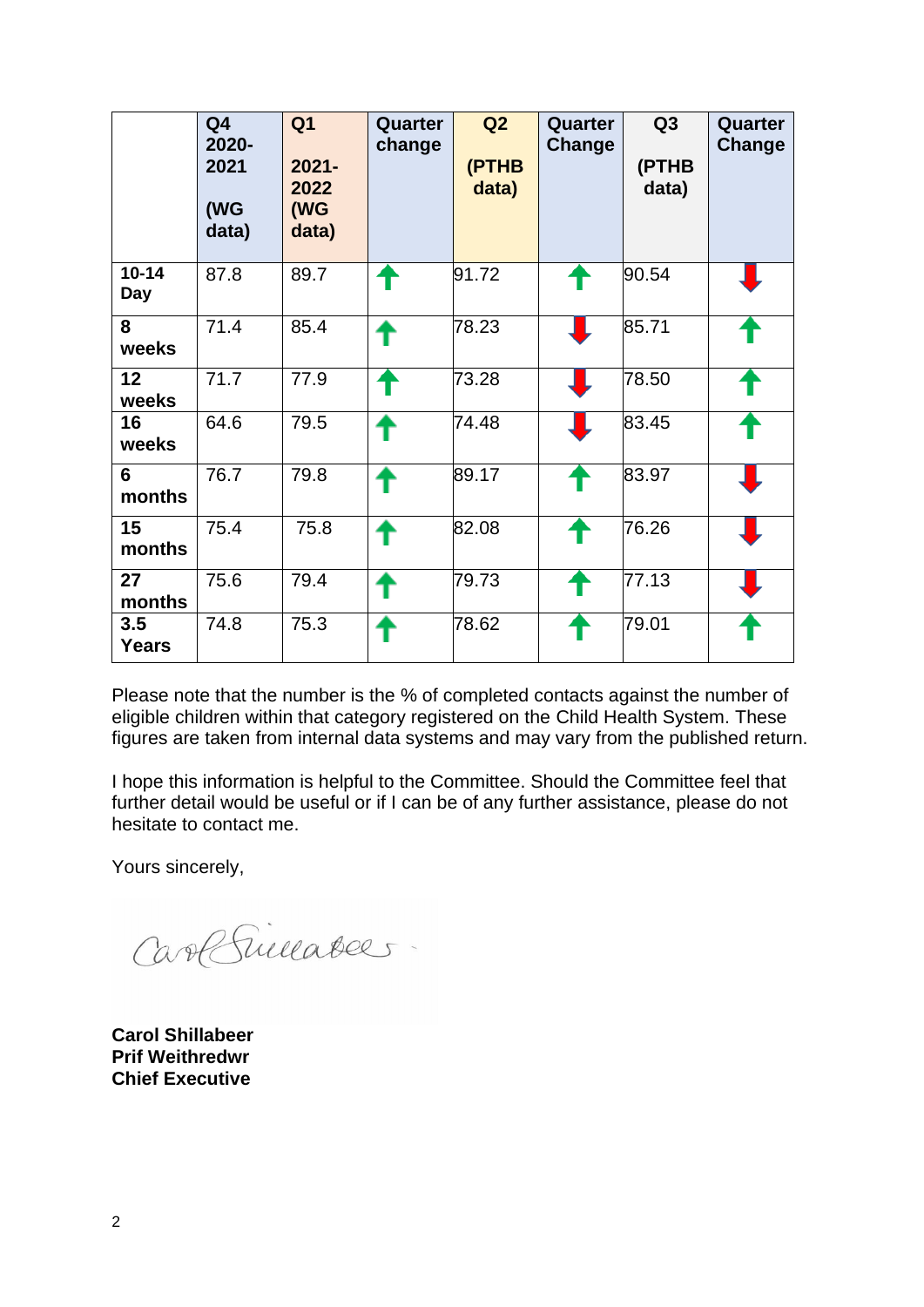| | Q4 2020-2021 (WG data) | Q1 2021-2022 (WG data) | Quarter change | Q2 (PTHB data) | Quarter Change | Q3 (PTHB data) | Quarter Change |
|---|---|---|---|---|---|---|---|
| 10-14 Day | 87.8 | 89.7 | ↑ | 91.72 | ↑ | 90.54 | ↓ |
| 8 weeks | 71.4 | 85.4 | ↑ | 78.23 | ↓ | 85.71 | ↑ |
| 12 weeks | 71.7 | 77.9 | ↑ | 73.28 | ↓ | 78.50 | ↑ |
| 16 weeks | 64.6 | 79.5 | ↑ | 74.48 | ↓ | 83.45 | ↑ |
| 6 months | 76.7 | 79.8 | ↑ | 89.17 | ↑ | 83.97 | ↓ |
| 15 months | 75.4 | 75.8 | ↑ | 82.08 | ↑ | 76.26 | ↓ |
| 27 months | 75.6 | 79.4 | ↑ | 79.73 | ↑ | 77.13 | ↓ |
| 3.5 Years | 74.8 | 75.3 | ↑ | 78.62 | ↑ | 79.01 | ↑ |

Please note that the number is the % of completed contacts against the number of eligible children within that category registered on the Child Health System. These figures are taken from internal data systems and may vary from the published return.

I hope this information is helpful to the Committee. Should the Committee feel that further detail would be useful or if I can be of any further assistance, please do not hesitate to contact me.

Yours sincerely,

**Carol Shillabeer**
**Prif Weithredwr**
**Chief Executive**